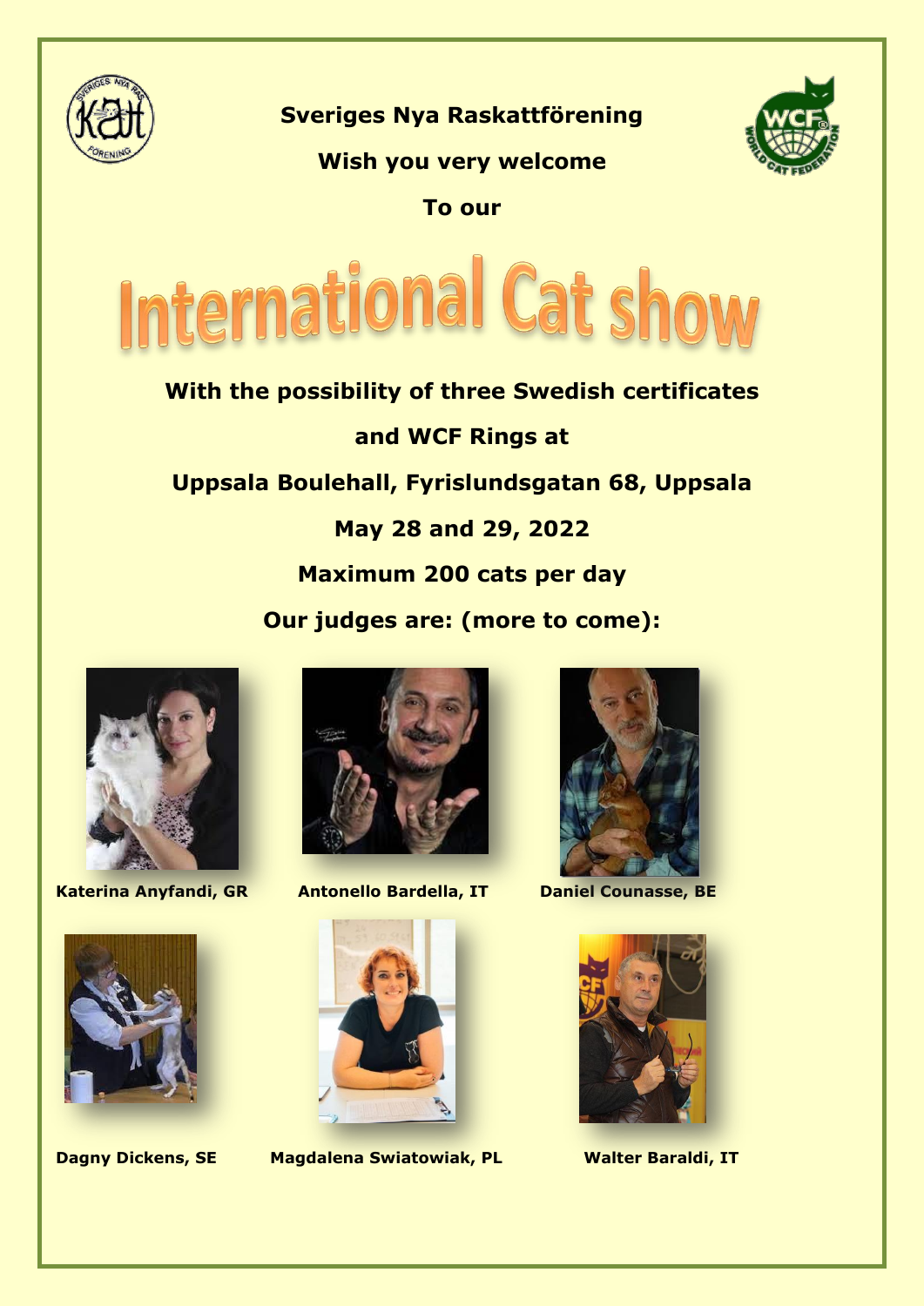**Sveriges Nya Raskattförening**

**Wish you very welcome**

**To our**

# International Cat show

**With the possibility of three Swedish certificates**

**and WCF Rings at**

**Uppsala Boulehall, Fyrislundsgatan 68, Uppsala**

**May 28 and 29, 2022**

**Maximum 200 cats per day**

**Our judges are: (more to come):**

**Katerina Anyfandi, GR**

**Antonello Bardella, IT**

**Daniel Counasse, BE**

**Dagny Dickens, SE**

**Magdalena Swiatowiak, PL**

**Walter Baraldi, IT**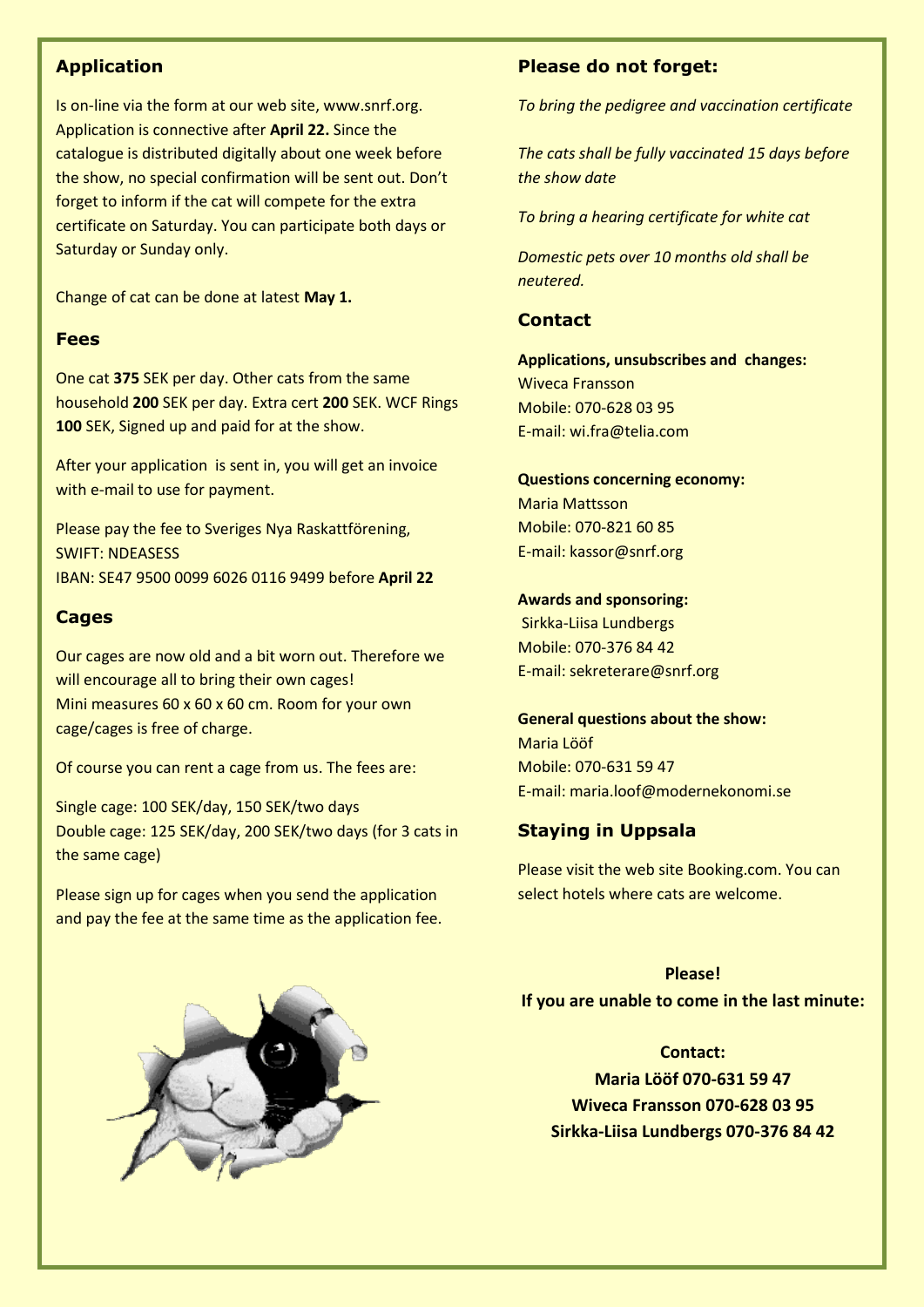## Application

Is on-line via the form at our web site, www.snrf.org. Application is connective after **April 22.** Since the catalogue is distributed digitally about one week before the show, no special confirmation will be sent out. Don't forget to inform if the cat will compete for the extra certificate on Saturday. You can participate both days or Saturday or Sunday only.

Change of cat can be done at latest **May 1.**

## Fees

One cat **375** SEK per day. Other cats from the same household **200** SEK per day. Extra cert **200** SEK. WCF Rings **100** SEK, Signed up and paid for at the show.

After your application is sent in, you will get an invoice with e-mail to use for payment.

Please pay the fee to Sveriges Nya Raskattförening,
SWIFT: NDEASESS
IBAN: SE47 9500 0099 6026 0116 9499 before **April 22**

## Cages

Our cages are now old and a bit worn out. Therefore we will encourage all to bring their own cages!
Mini measures 60 x 60 x 60 cm. Room for your own cage/cages is free of charge.

Of course you can rent a cage from us. The fees are:

Single cage: 100 SEK/day, 150 SEK/two days
Double cage: 125 SEK/day, 200 SEK/two days (for 3 cats in the same cage)

Please sign up for cages when you send the application and pay the fee at the same time as the application fee.

## Please do not forget:

*To bring the pedigree and vaccination certificate*

*The cats shall be fully vaccinated 15 days before the show date*

*To bring a hearing certificate for white cat*

*Domestic pets over 10 months old shall be neutered.*

## Contact

**Applications, unsubscribes and changes:**
Wiveca Fransson
Mobile: 070-628 03 95
E-mail: wi.fra@telia.com

**Questions concerning economy:**
Maria Mattsson
Mobile: 070-821 60 85
E-mail: kassor@snrf.org

**Awards and sponsoring:**
Sirkka-Liisa Lundbergs
Mobile: 070-376 84 42
E-mail: sekreterare@snrf.org

**General questions about the show:**
Maria Lööf
Mobile: 070-631 59 47
E-mail: maria.loof@modernekonomi.se

## Staying in Uppsala

Please visit the web site Booking.com. You can select hotels where cats are welcome.

**Please!**
**If you are unable to come in the last minute:**

**Contact:**
**Maria Lööf 070-631 59 47**
**Wiveca Fransson 070-628 03 95**
**Sirkka-Liisa Lundbergs 070-376 84 42**